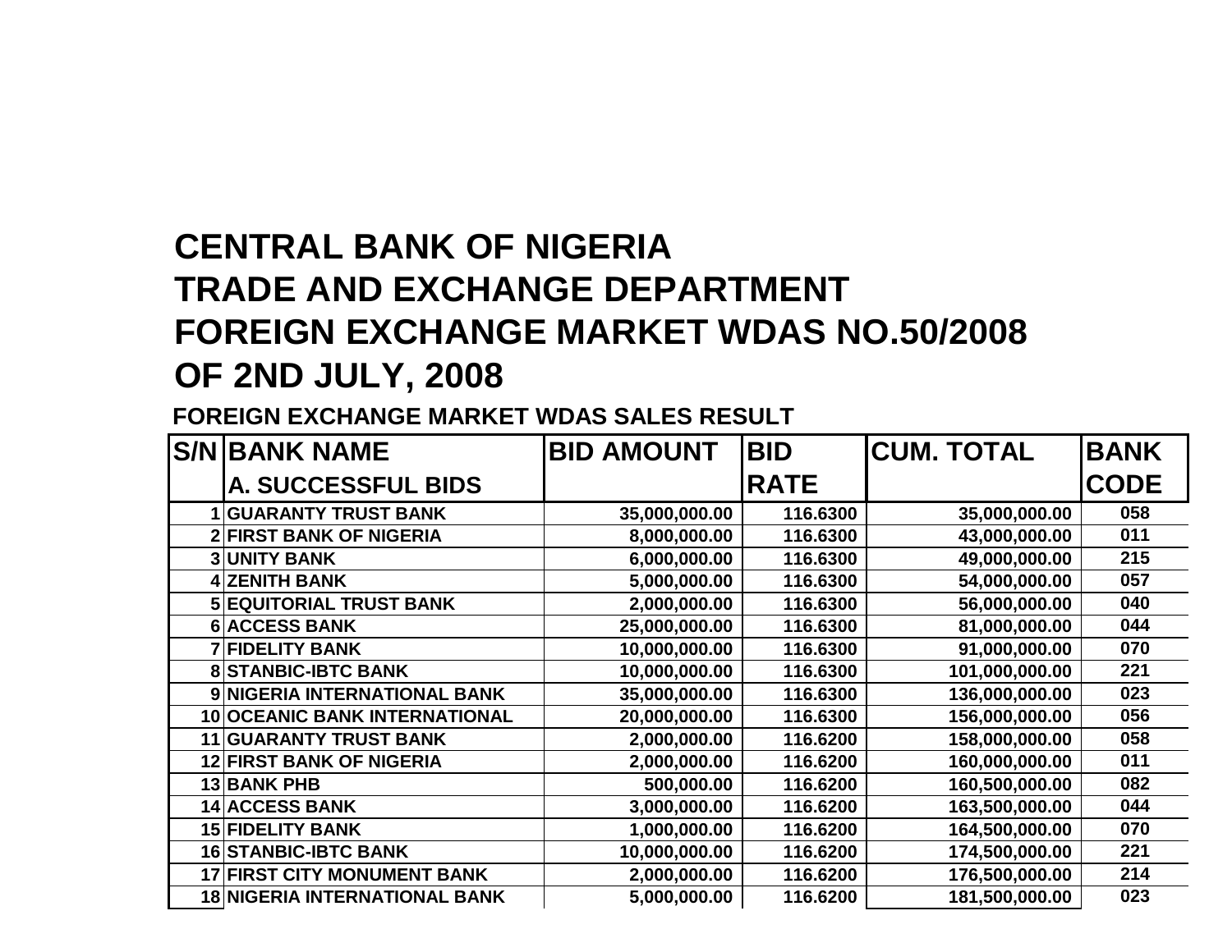# CENTRAL BANK OF NIGERIA
# TRADE AND EXCHANGE DEPARTMENT
# FOREIGN EXCHANGE MARKET WDAS NO.50/2008
# OF 2ND JULY, 2008

## FOREIGN EXCHANGE MARKET WDAS SALES RESULT

| S/N | BANK NAME | BID AMOUNT | BID RATE | CUM. TOTAL | BANK CODE |
|---|---|---|---|---|---|
| | A. SUCCESSFUL BIDS | | | | |
| 1 | GUARANTY TRUST BANK | 35,000,000.00 | 116.6300 | 35,000,000.00 | 058 |
| 2 | FIRST BANK OF NIGERIA | 8,000,000.00 | 116.6300 | 43,000,000.00 | 011 |
| 3 | UNITY BANK | 6,000,000.00 | 116.6300 | 49,000,000.00 | 215 |
| 4 | ZENITH BANK | 5,000,000.00 | 116.6300 | 54,000,000.00 | 057 |
| 5 | EQUITORIAL TRUST BANK | 2,000,000.00 | 116.6300 | 56,000,000.00 | 040 |
| 6 | ACCESS BANK | 25,000,000.00 | 116.6300 | 81,000,000.00 | 044 |
| 7 | FIDELITY BANK | 10,000,000.00 | 116.6300 | 91,000,000.00 | 070 |
| 8 | STANBIC-IBTC BANK | 10,000,000.00 | 116.6300 | 101,000,000.00 | 221 |
| 9 | NIGERIA INTERNATIONAL BANK | 35,000,000.00 | 116.6300 | 136,000,000.00 | 023 |
| 10 | OCEANIC BANK INTERNATIONAL | 20,000,000.00 | 116.6300 | 156,000,000.00 | 056 |
| 11 | GUARANTY TRUST BANK | 2,000,000.00 | 116.6200 | 158,000,000.00 | 058 |
| 12 | FIRST BANK OF NIGERIA | 2,000,000.00 | 116.6200 | 160,000,000.00 | 011 |
| 13 | BANK PHB | 500,000.00 | 116.6200 | 160,500,000.00 | 082 |
| 14 | ACCESS BANK | 3,000,000.00 | 116.6200 | 163,500,000.00 | 044 |
| 15 | FIDELITY BANK | 1,000,000.00 | 116.6200 | 164,500,000.00 | 070 |
| 16 | STANBIC-IBTC BANK | 10,000,000.00 | 116.6200 | 174,500,000.00 | 221 |
| 17 | FIRST CITY MONUMENT BANK | 2,000,000.00 | 116.6200 | 176,500,000.00 | 214 |
| 18 | NIGERIA INTERNATIONAL BANK | 5,000,000.00 | 116.6200 | 181,500,000.00 | 023 |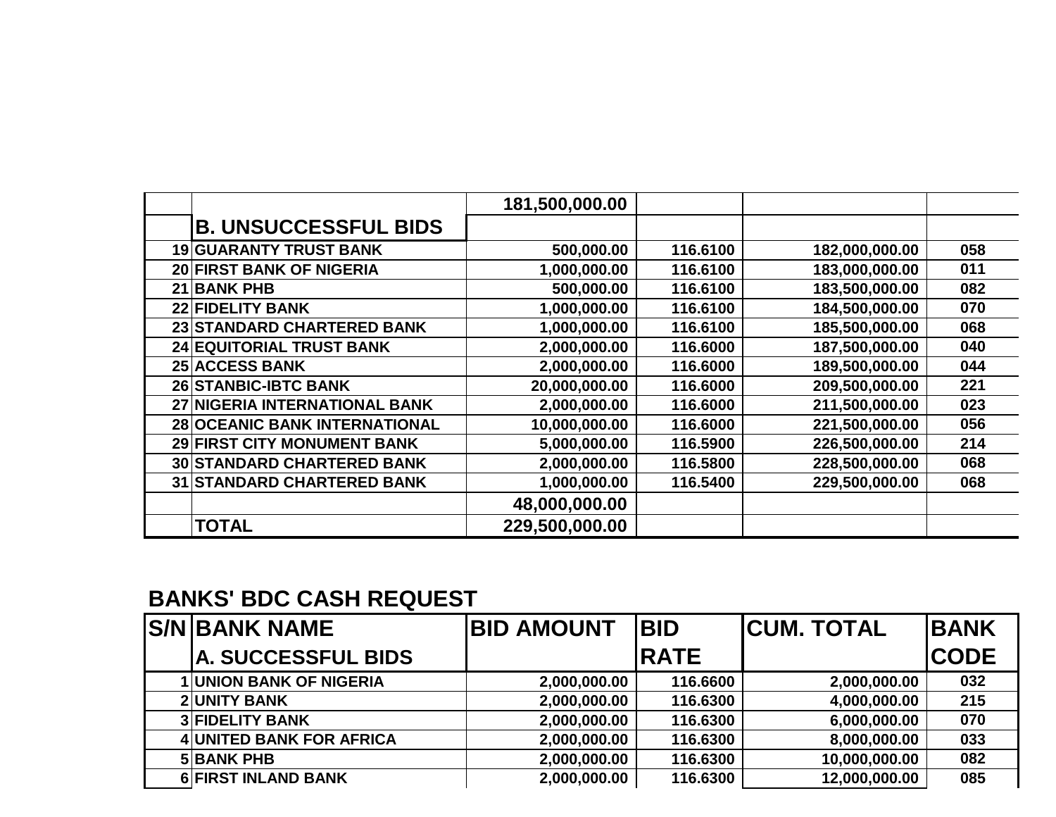| | | 181,500,000.00 | | | |
|---|---|---|---|---|---|
| | **B. UNSUCCESSFUL BIDS** | | | | |
| 19 | GUARANTY TRUST BANK | 500,000.00 | 116.6100 | 182,000,000.00 | 058 |
| 20 | FIRST BANK OF NIGERIA | 1,000,000.00 | 116.6100 | 183,000,000.00 | 011 |
| 21 | BANK PHB | 500,000.00 | 116.6100 | 183,500,000.00 | 082 |
| 22 | FIDELITY BANK | 1,000,000.00 | 116.6100 | 184,500,000.00 | 070 |
| 23 | STANDARD CHARTERED BANK | 1,000,000.00 | 116.6100 | 185,500,000.00 | 068 |
| 24 | EQUITORIAL TRUST BANK | 2,000,000.00 | 116.6000 | 187,500,000.00 | 040 |
| 25 | ACCESS BANK | 2,000,000.00 | 116.6000 | 189,500,000.00 | 044 |
| 26 | STANBIC-IBTC BANK | 20,000,000.00 | 116.6000 | 209,500,000.00 | 221 |
| 27 | NIGERIA INTERNATIONAL BANK | 2,000,000.00 | 116.6000 | 211,500,000.00 | 023 |
| 28 | OCEANIC BANK INTERNATIONAL | 10,000,000.00 | 116.6000 | 221,500,000.00 | 056 |
| 29 | FIRST CITY MONUMENT BANK | 5,000,000.00 | 116.5900 | 226,500,000.00 | 214 |
| 30 | STANDARD CHARTERED BANK | 2,000,000.00 | 116.5800 | 228,500,000.00 | 068 |
| 31 | STANDARD CHARTERED BANK | 1,000,000.00 | 116.5400 | 229,500,000.00 | 068 |
| | | 48,000,000.00 | | | |
| | **TOTAL** | 229,500,000.00 | | | |

## BANKS' BDC CASH REQUEST

| S/N | BANK NAME | BID AMOUNT | BID RATE | CUM. TOTAL | BANK CODE |
|---|---|---|---|---|---|
| | **A. SUCCESSFUL BIDS** | | | | |
| 1 | UNION BANK OF NIGERIA | 2,000,000.00 | 116.6600 | 2,000,000.00 | 032 |
| 2 | UNITY BANK | 2,000,000.00 | 116.6300 | 4,000,000.00 | 215 |
| 3 | FIDELITY BANK | 2,000,000.00 | 116.6300 | 6,000,000.00 | 070 |
| 4 | UNITED BANK FOR AFRICA | 2,000,000.00 | 116.6300 | 8,000,000.00 | 033 |
| 5 | BANK PHB | 2,000,000.00 | 116.6300 | 10,000,000.00 | 082 |
| 6 | FIRST INLAND BANK | 2,000,000.00 | 116.6300 | 12,000,000.00 | 085 |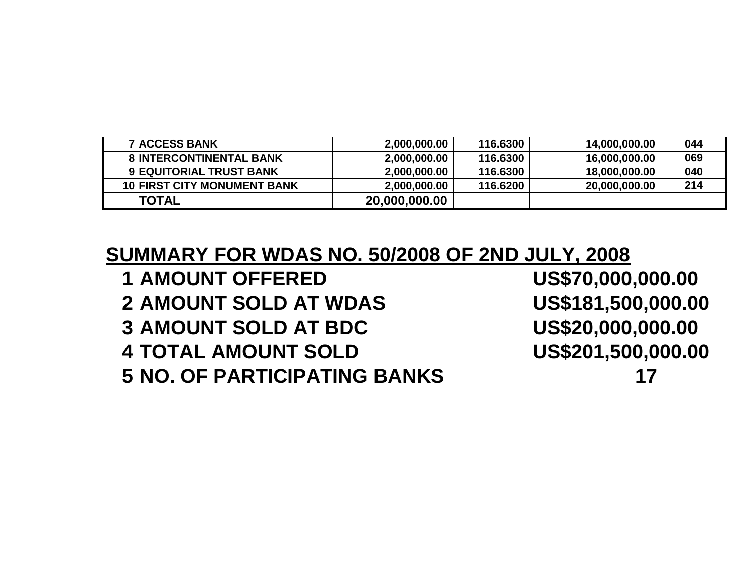| | | | | | |
|---|---|---|---|---|---|
| 7 | ACCESS BANK | 2,000,000.00 | 116.6300 | 14,000,000.00 | 044 |
| 8 | INTERCONTINENTAL BANK | 2,000,000.00 | 116.6300 | 16,000,000.00 | 069 |
| 9 | EQUITORIAL TRUST BANK | 2,000,000.00 | 116.6300 | 18,000,000.00 | 040 |
| 10 | FIRST CITY MONUMENT BANK | 2,000,000.00 | 116.6200 | 20,000,000.00 | 214 |
| | TOTAL | 20,000,000.00 | | | |

## SUMMARY FOR WDAS NO. 50/2008 OF 2ND JULY, 2008

| | | |
|---|---|---|
| 1 | AMOUNT OFFERED | US$70,000,000.00 |
| 2 | AMOUNT SOLD AT WDAS | US$181,500,000.00 |
| 3 | AMOUNT SOLD AT BDC | US$20,000,000.00 |
| 4 | TOTAL AMOUNT SOLD | US$201,500,000.00 |
| 5 | NO. OF PARTICIPATING BANKS | 17 |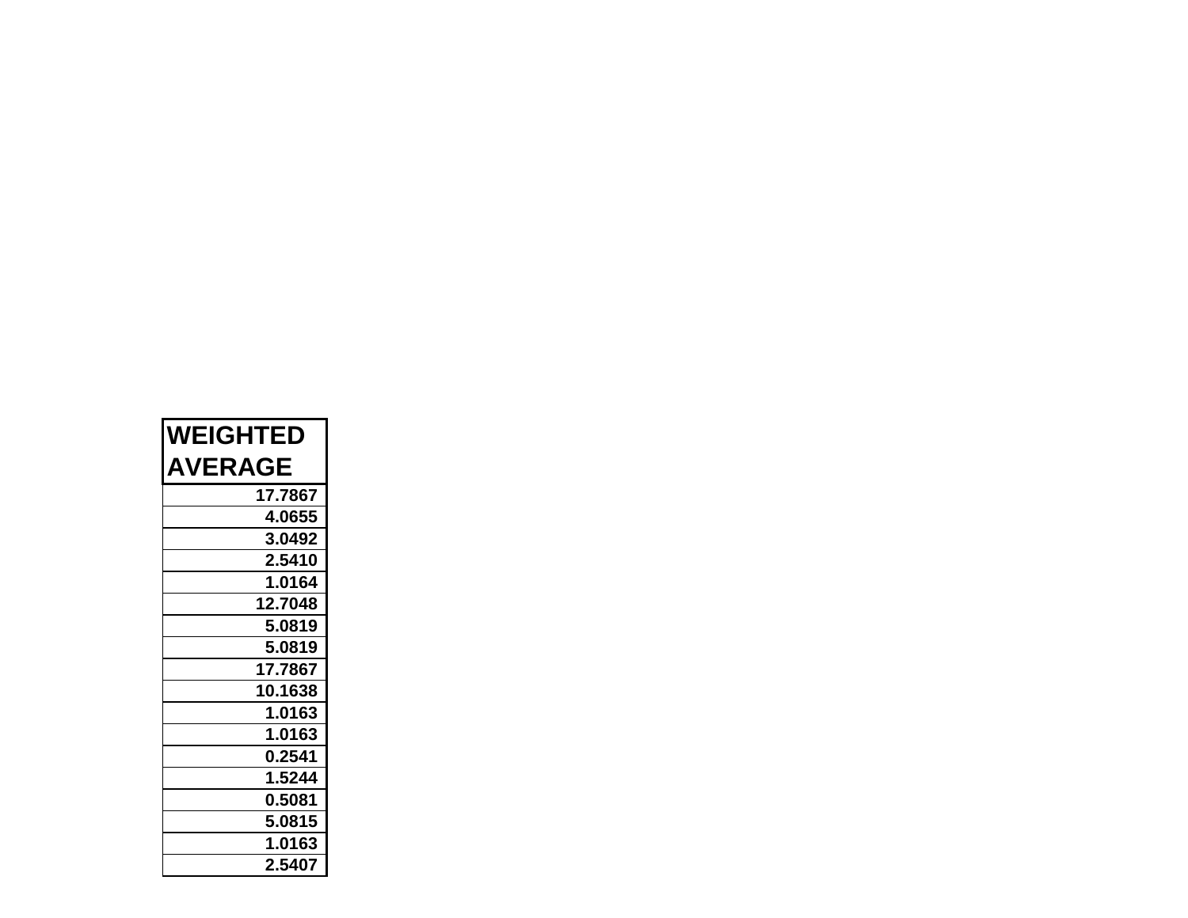| WEIGHTED AVERAGE |
| ---: |
| 17.7867 |
| 4.0655 |
| 3.0492 |
| 2.5410 |
| 1.0164 |
| 12.7048 |
| 5.0819 |
| 5.0819 |
| 17.7867 |
| 10.1638 |
| 1.0163 |
| 1.0163 |
| 0.2541 |
| 1.5244 |
| 0.5081 |
| 5.0815 |
| 1.0163 |
| 2.5407 |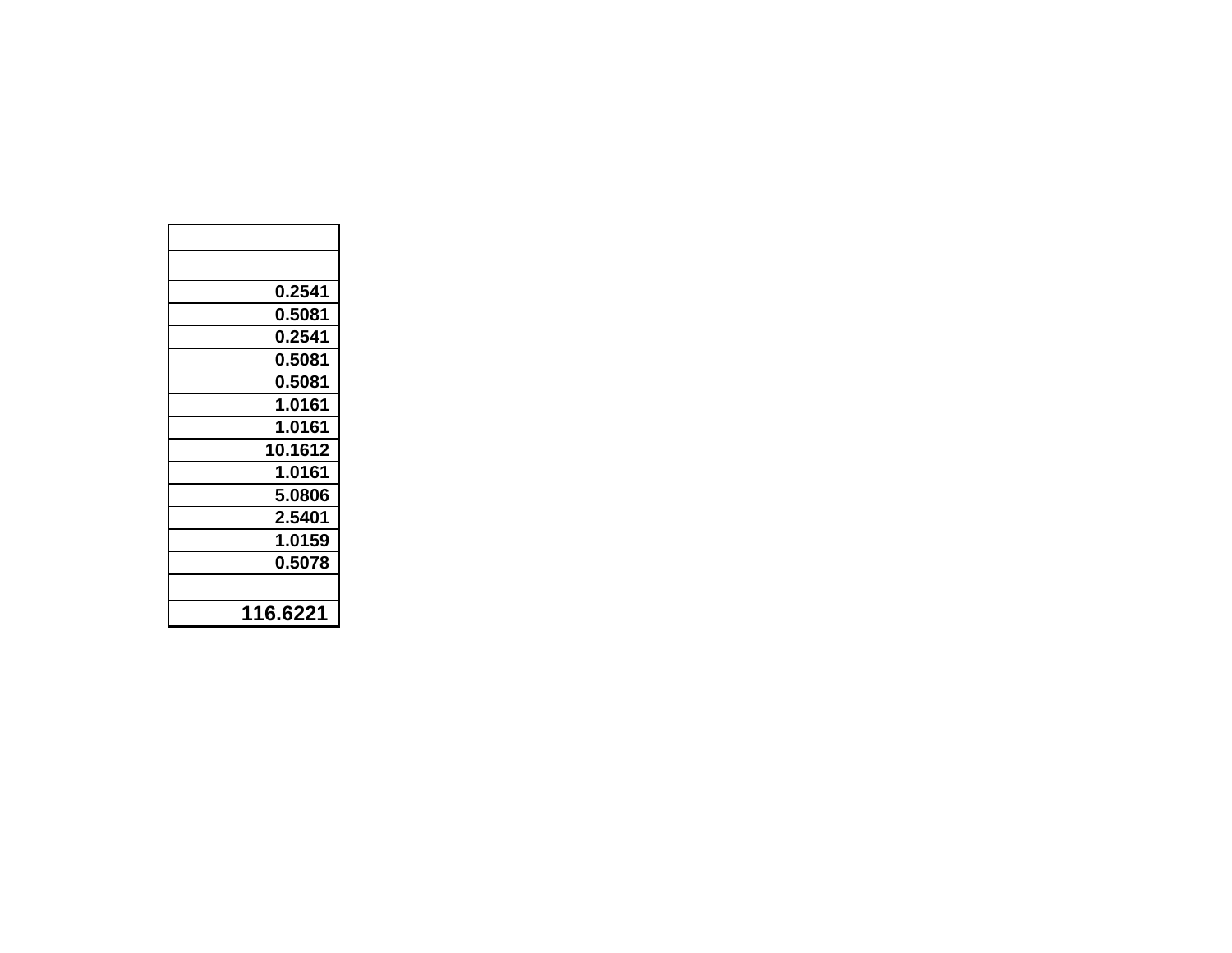| |
|---|
| |
| |
| 0.2541 |
| 0.5081 |
| 0.2541 |
| 0.5081 |
| 0.5081 |
| 1.0161 |
| 1.0161 |
| 10.1612 |
| 1.0161 |
| 5.0806 |
| 2.5401 |
| 1.0159 |
| 0.5078 |
| |
| 116.6221 |